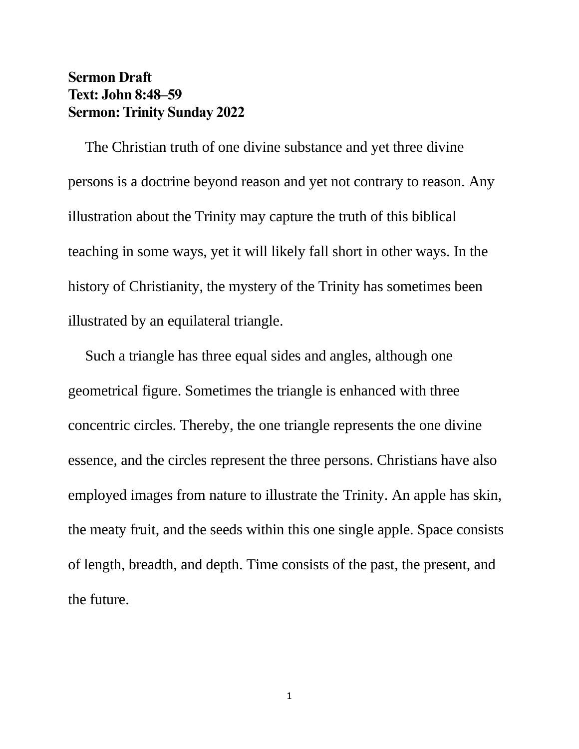**Sermon Draft**
**Text: John 8:48–59**
**Sermon: Trinity Sunday 2022**

The Christian truth of one divine substance and yet three divine persons is a doctrine beyond reason and yet not contrary to reason. Any illustration about the Trinity may capture the truth of this biblical teaching in some ways, yet it will likely fall short in other ways. In the history of Christianity, the mystery of the Trinity has sometimes been illustrated by an equilateral triangle.

Such a triangle has three equal sides and angles, although one geometrical figure. Sometimes the triangle is enhanced with three concentric circles. Thereby, the one triangle represents the one divine essence, and the circles represent the three persons. Christians have also employed images from nature to illustrate the Trinity. An apple has skin, the meaty fruit, and the seeds within this one single apple. Space consists of length, breadth, and depth. Time consists of the past, the present, and the future.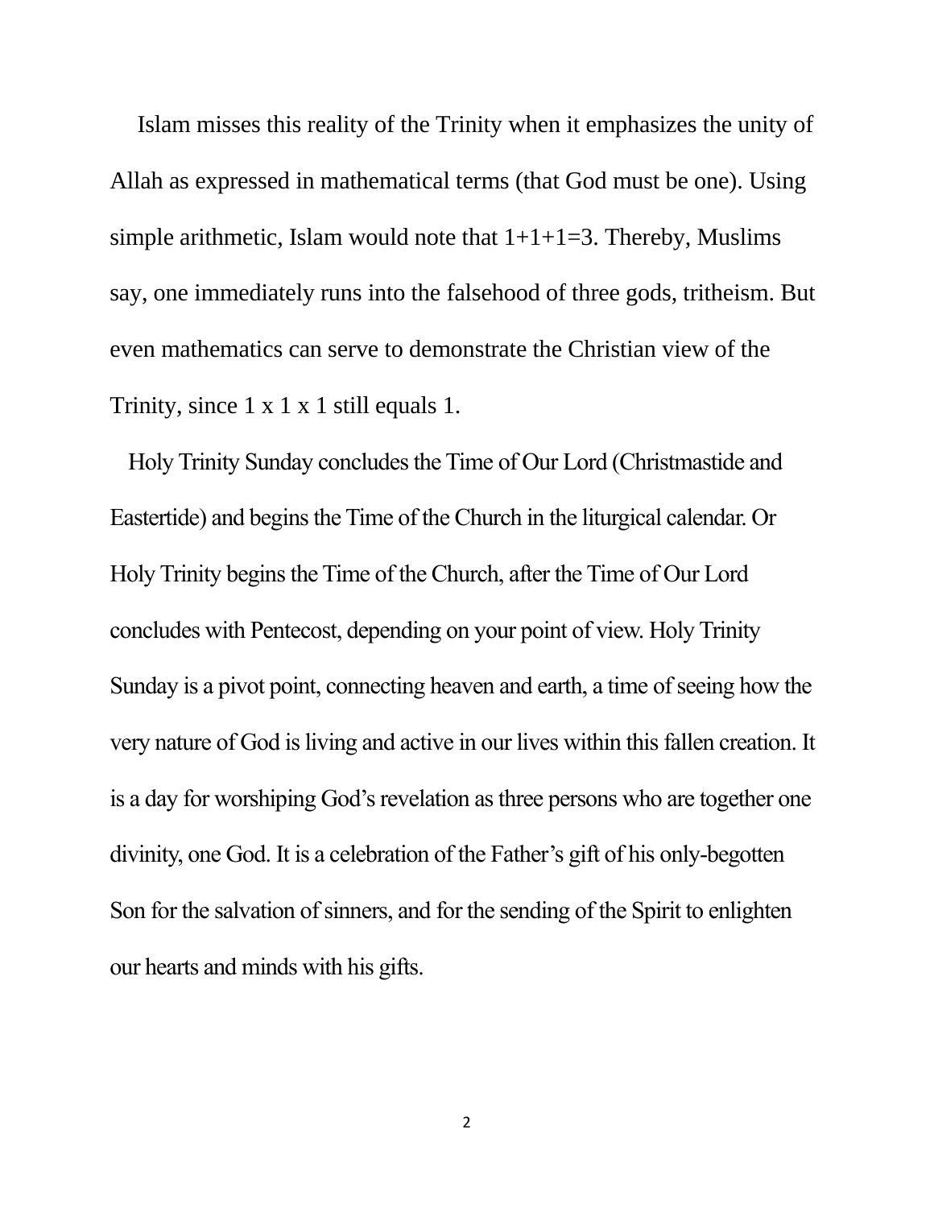Islam misses this reality of the Trinity when it emphasizes the unity of Allah as expressed in mathematical terms (that God must be one). Using simple arithmetic, Islam would note that $1+1+1=3$. Thereby, Muslims say, one immediately runs into the falsehood of three gods, tritheism. But even mathematics can serve to demonstrate the Christian view of the Trinity, since $1 \times 1 \times 1$ still equals 1.

Holy Trinity Sunday concludes the Time of Our Lord (Christmastide and Eastertide) and begins the Time of the Church in the liturgical calendar. Or Holy Trinity begins the Time of the Church, after the Time of Our Lord concludes with Pentecost, depending on your point of view. Holy Trinity Sunday is a pivot point, connecting heaven and earth, a time of seeing how the very nature of God is living and active in our lives within this fallen creation. It is a day for worshiping God's revelation as three persons who are together one divinity, one God. It is a celebration of the Father's gift of his only-begotten Son for the salvation of sinners, and for the sending of the Spirit to enlighten our hearts and minds with his gifts.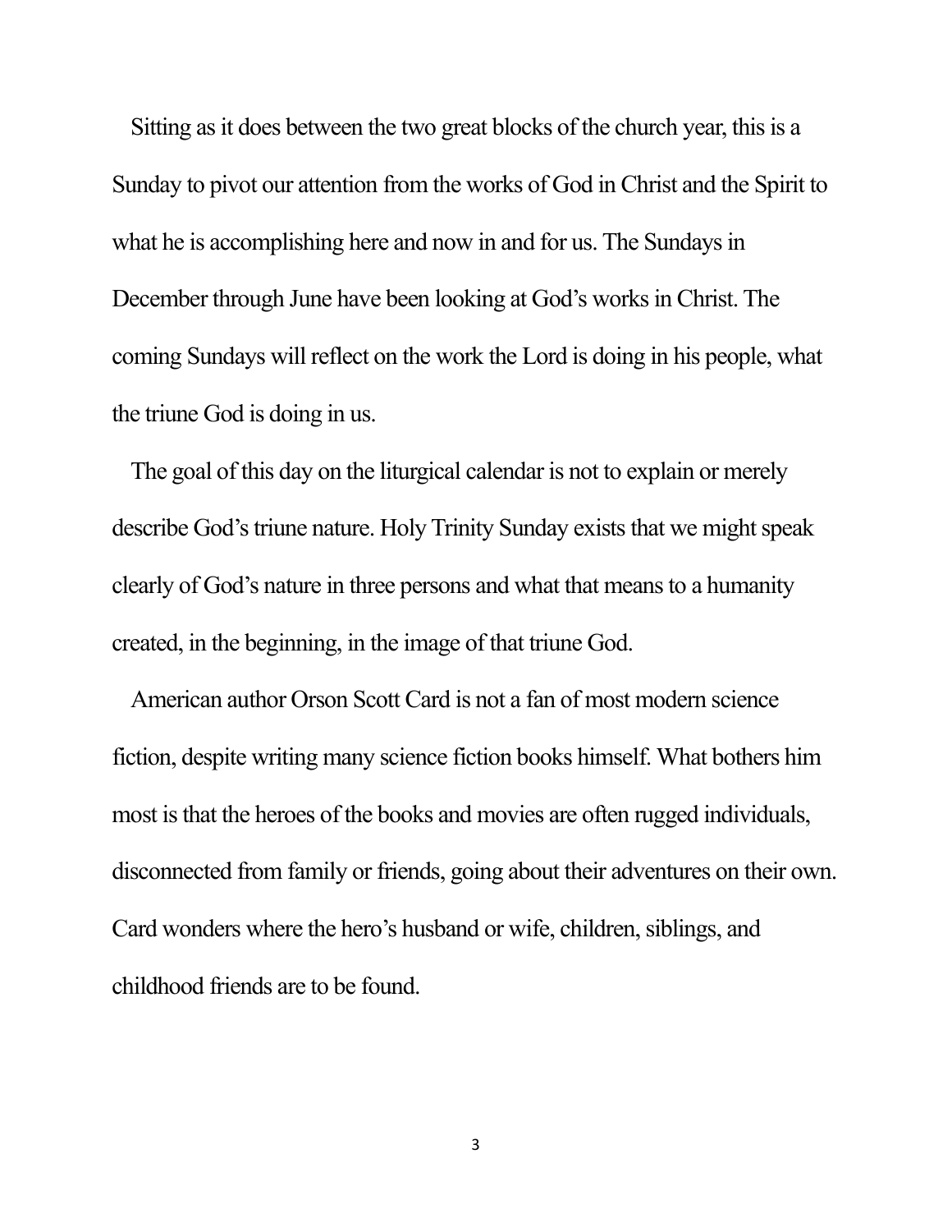Sitting as it does between the two great blocks of the church year, this is a Sunday to pivot our attention from the works of God in Christ and the Spirit to what he is accomplishing here and now in and for us. The Sundays in December through June have been looking at God's works in Christ. The coming Sundays will reflect on the work the Lord is doing in his people, what the triune God is doing in us.

The goal of this day on the liturgical calendar is not to explain or merely describe God's triune nature. Holy Trinity Sunday exists that we might speak clearly of God's nature in three persons and what that means to a humanity created, in the beginning, in the image of that triune God.

American author Orson Scott Card is not a fan of most modern science fiction, despite writing many science fiction books himself. What bothers him most is that the heroes of the books and movies are often rugged individuals, disconnected from family or friends, going about their adventures on their own. Card wonders where the hero's husband or wife, children, siblings, and childhood friends are to be found.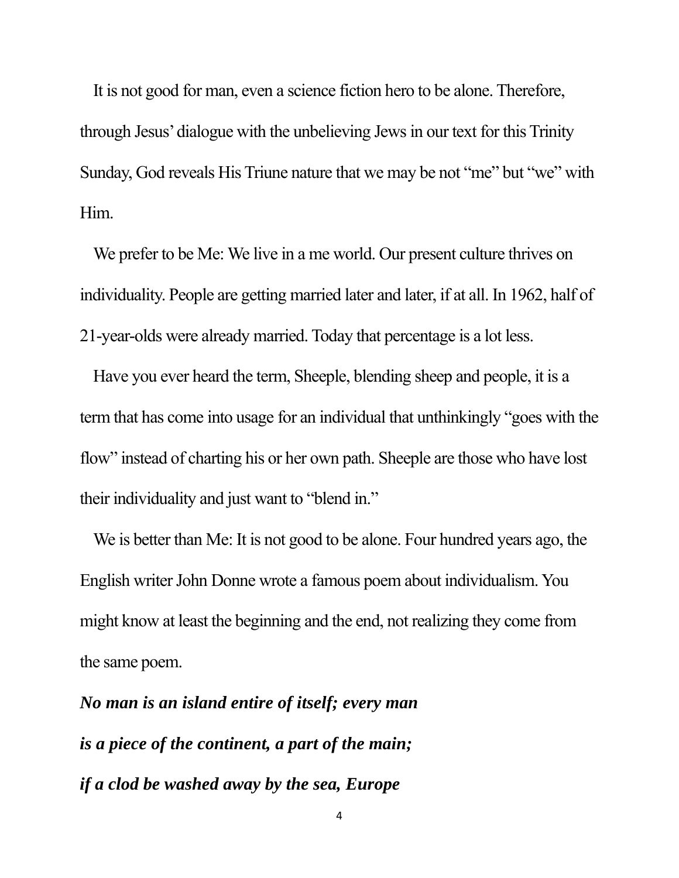It is not good for man, even a science fiction hero to be alone. Therefore, through Jesus' dialogue with the unbelieving Jews in our text for this Trinity Sunday, God reveals His Triune nature that we may be not "me" but "we" with Him.

We prefer to be Me: We live in a me world. Our present culture thrives on individuality. People are getting married later and later, if at all. In 1962, half of 21-year-olds were already married. Today that percentage is a lot less.

Have you ever heard the term, Sheeple, blending sheep and people, it is a term that has come into usage for an individual that unthinkingly "goes with the flow" instead of charting his or her own path. Sheeple are those who have lost their individuality and just want to "blend in."

We is better than Me: It is not good to be alone. Four hundred years ago, the English writer John Donne wrote a famous poem about individualism. You might know at least the beginning and the end, not realizing they come from the same poem.

***No man is an island entire of itself; every man***
***is a piece of the continent, a part of the main;***
***if a clod be washed away by the sea, Europe***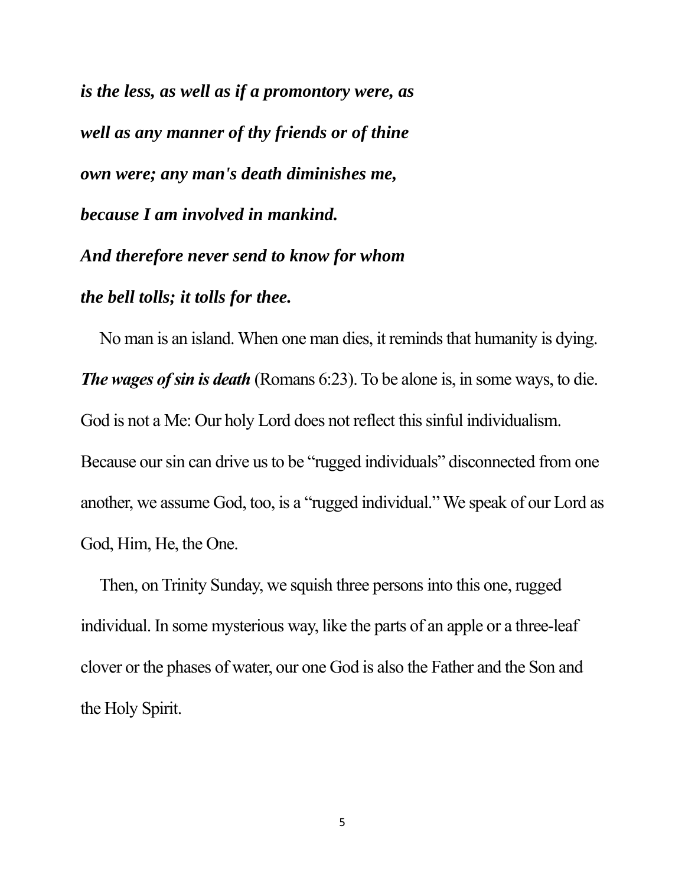***is the less, as well as if a promontory were, as well as any manner of thy friends or of thine own were; any man's death diminishes me, because I am involved in mankind.***
***And therefore never send to know for whom the bell tolls; it tolls for thee.***

No man is an island. When one man dies, it reminds that humanity is dying. ***The wages of sin is death*** (Romans 6:23). To be alone is, in some ways, to die. God is not a Me: Our holy Lord does not reflect this sinful individualism. Because our sin can drive us to be "rugged individuals" disconnected from one another, we assume God, too, is a "rugged individual." We speak of our Lord as God, Him, He, the One.

Then, on Trinity Sunday, we squish three persons into this one, rugged individual. In some mysterious way, like the parts of an apple or a three-leaf clover or the phases of water, our one God is also the Father and the Son and the Holy Spirit.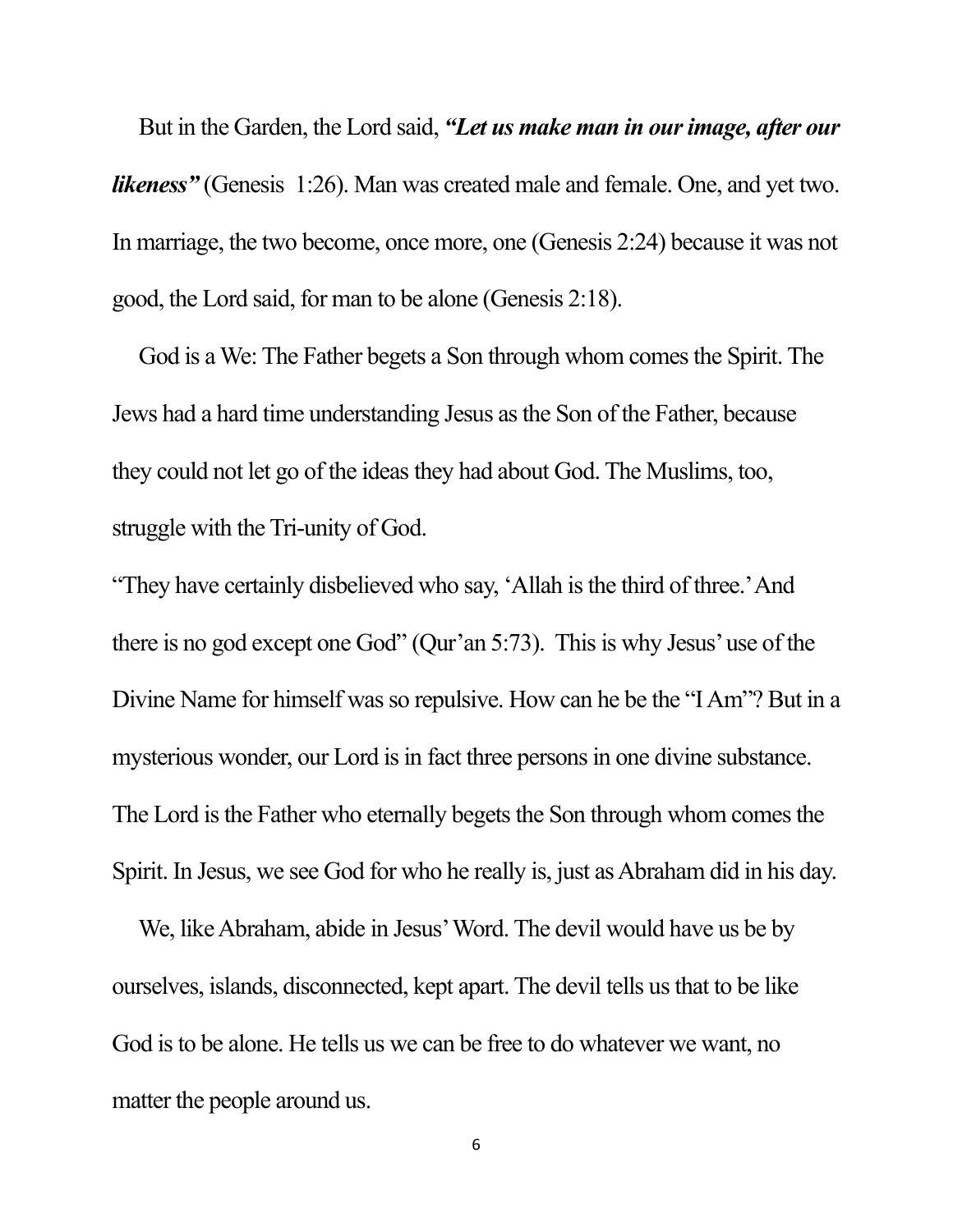But in the Garden, the Lord said, ***"Let us make man in our image, after our likeness"*** (Genesis 1:26). Man was created male and female. One, and yet two. In marriage, the two become, once more, one (Genesis 2:24) because it was not good, the Lord said, for man to be alone (Genesis 2:18).

God is a We: The Father begets a Son through whom comes the Spirit. The Jews had a hard time understanding Jesus as the Son of the Father, because they could not let go of the ideas they had about God. The Muslims, too, struggle with the Tri-unity of God.

"They have certainly disbelieved who say, 'Allah is the third of three.' And there is no god except one God" (Qur'an 5:73). This is why Jesus' use of the Divine Name for himself was so repulsive. How can he be the "I Am"? But in a mysterious wonder, our Lord is in fact three persons in one divine substance. The Lord is the Father who eternally begets the Son through whom comes the Spirit. In Jesus, we see God for who he really is, just as Abraham did in his day.

We, like Abraham, abide in Jesus' Word. The devil would have us be by ourselves, islands, disconnected, kept apart. The devil tells us that to be like God is to be alone. He tells us we can be free to do whatever we want, no matter the people around us.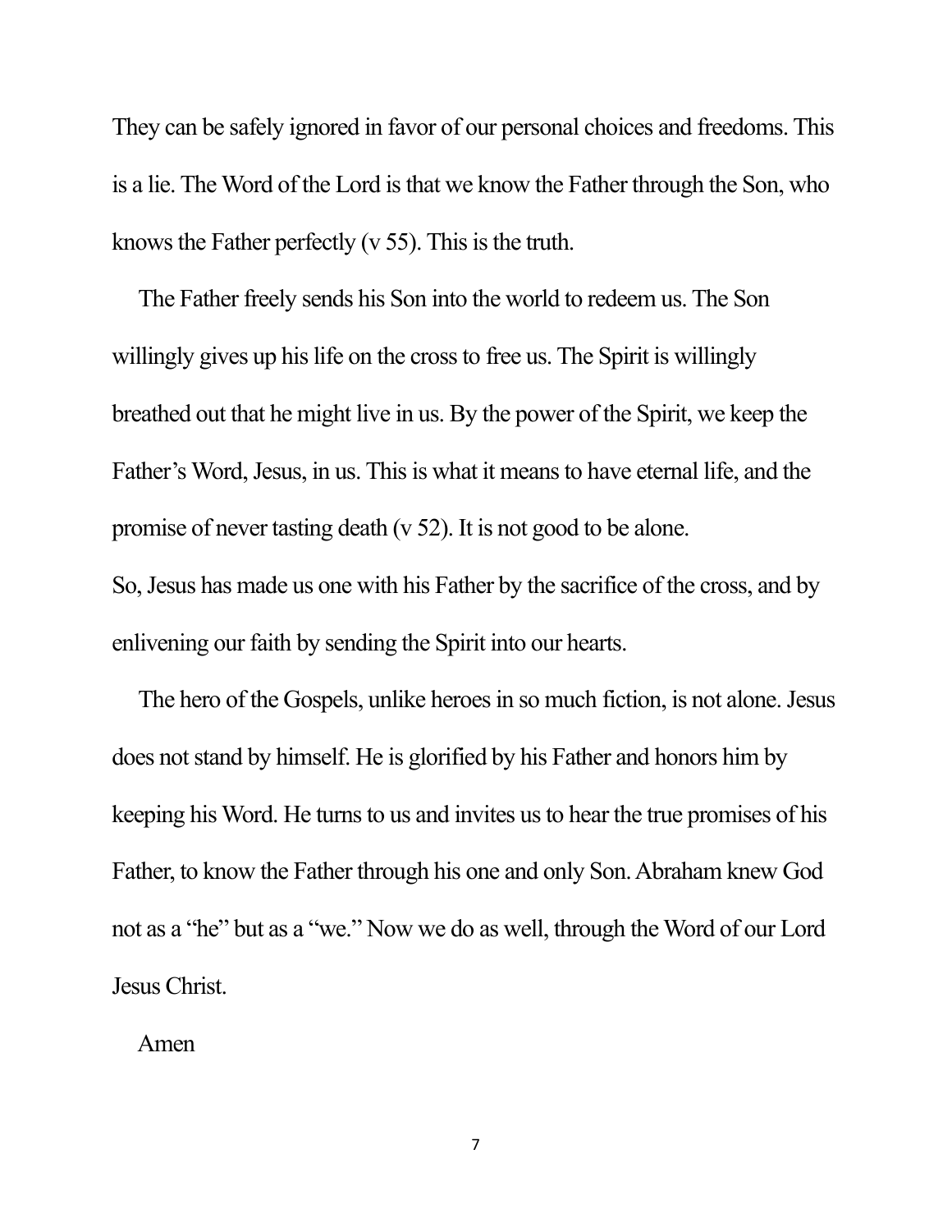They can be safely ignored in favor of our personal choices and freedoms. This is a lie. The Word of the Lord is that we know the Father through the Son, who knows the Father perfectly (v 55). This is the truth.

The Father freely sends his Son into the world to redeem us. The Son willingly gives up his life on the cross to free us. The Spirit is willingly breathed out that he might live in us. By the power of the Spirit, we keep the Father's Word, Jesus, in us. This is what it means to have eternal life, and the promise of never tasting death (v 52). It is not good to be alone.

So, Jesus has made us one with his Father by the sacrifice of the cross, and by enlivening our faith by sending the Spirit into our hearts.

The hero of the Gospels, unlike heroes in so much fiction, is not alone. Jesus does not stand by himself. He is glorified by his Father and honors him by keeping his Word. He turns to us and invites us to hear the true promises of his Father, to know the Father through his one and only Son. Abraham knew God not as a "he" but as a "we." Now we do as well, through the Word of our Lord Jesus Christ.

Amen